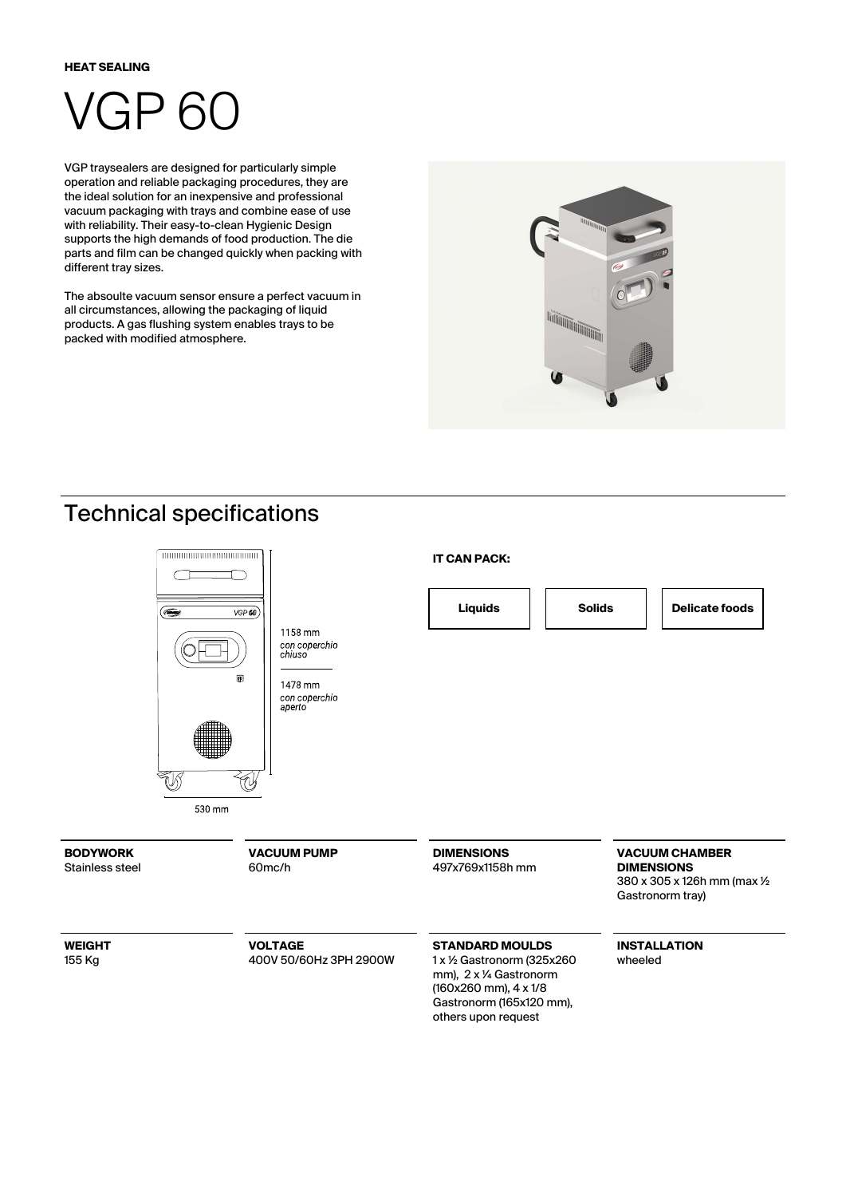**HEAT SEALING**

# VGP 60

VGP traysealers are designed for particularly simple operation and reliable packaging procedures, they are the ideal solution for an inexpensive and professional vacuum packaging with trays and combine ease of use with reliability. Their easy-to-clean Hygienic Design supports the high demands of food production. The die parts and film can be changed quickly when packing with different tray sizes.

The absoulte vacuum sensor ensure a perfect vacuum in all circumstances, allowing the packaging of liquid products. A gas flushing system enables trays to be packed with modified atmosphere.

## Technical specifications

1158 mm
*con coperchio chiuso*

1478 mm
*con coperchio aperto*

530 mm

**IT CAN PACK:**

- **Liquids**
- **Solids**
- **Delicate foods**

**BODYWORK**
Stainless steel

**VACUUM PUMP**
60mc/h

**DIMENSIONS**
497x769x1158h mm

**VACUUM CHAMBER DIMENSIONS**
380 x 305 x 126h mm (max ½ Gastronorm tray)

**WEIGHT**
155 Kg

**VOLTAGE**
400V 50/60Hz 3PH 2900W

**STANDARD MOULDS**
1 x ½ Gastronorm (325x260 mm), 2 x ¼ Gastronorm (160x260 mm), 4 x 1/8 Gastronorm (165x120 mm), others upon request

**INSTALLATION**
wheeled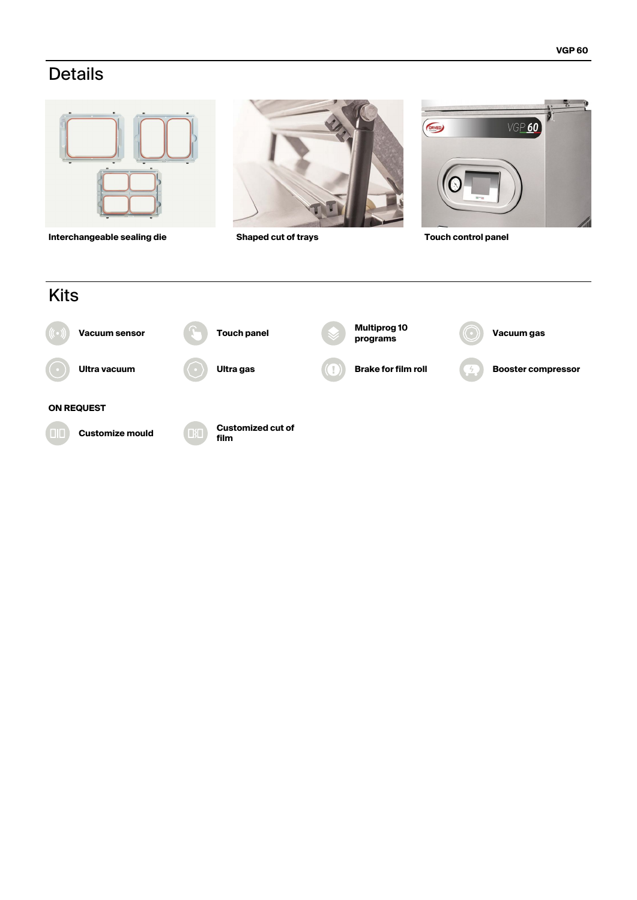# Details

Interchangeable sealing die

Shaped cut of trays

Touch control panel

# Kits

- Vacuum sensor
- Touch panel
- Multiprog 10 programs
- Vacuum gas
- Ultra vacuum
- Ultra gas
- Brake for film roll
- Booster compressor

**ON REQUEST**

- Customize mould
- Customized cut of film